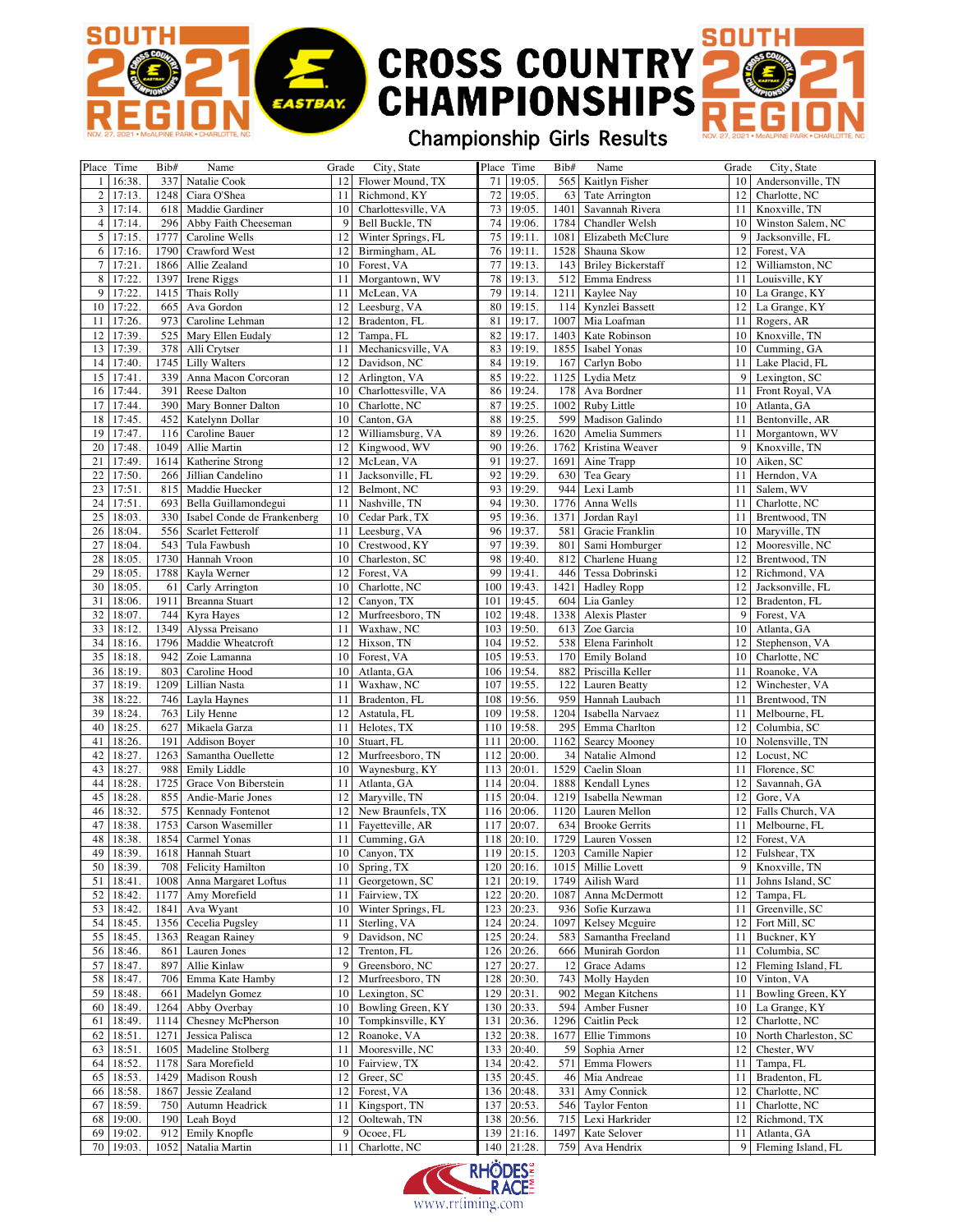# CROSS COUNTRY CHAMPIONSHIPS

SOUTH 2021 REGION

NOV. 27, 2021 • McALPINE PARK • CHARLOTTE, NC

## Championship Girls Results

| Place | Time | Bib# | Name | Grade | City, State |
|---|---|---|---|---|---|
| 1 | 16:38. | 337 | Natalie Cook | 12 | Flower Mound, TX |
| 2 | 17:13. | 1248 | Ciara O'Shea | 11 | Richmond, KY |
| 3 | 17:14. | 618 | Maddie Gardiner | 10 | Charlottesville, VA |
| 4 | 17:14. | 296 | Abby Faith Cheeseman | 9 | Bell Buckle, TN |
| 5 | 17:15. | 1777 | Caroline Wells | 12 | Winter Springs, FL |
| 6 | 17:16. | 1790 | Crawford West | 12 | Birmingham, AL |
| 7 | 17:21. | 1866 | Allie Zealand | 10 | Forest, VA |
| 8 | 17:22. | 1397 | Irene Riggs | 11 | Morgantown, WV |
| 9 | 17:22. | 1415 | Thais Rolly | 11 | McLean, VA |
| 10 | 17:22. | 665 | Ava Gordon | 12 | Leesburg, VA |
| 11 | 17:26. | 973 | Caroline Lehman | 12 | Bradenton, FL |
| 12 | 17:39. | 525 | Mary Ellen Eudaly | 12 | Tampa, FL |
| 13 | 17:39. | 378 | Alli Crytser | 11 | Mechanicsville, VA |
| 14 | 17:40. | 1745 | Lilly Walters | 12 | Davidson, NC |
| 15 | 17:41. | 339 | Anna Macon Corcoran | 12 | Arlington, VA |
| 16 | 17:44. | 391 | Reese Dalton | 10 | Charlottesville, VA |
| 17 | 17:44. | 390 | Mary Bonner Dalton | 10 | Charlotte, NC |
| 18 | 17:45. | 452 | Katelynn Dollar | 10 | Canton, GA |
| 19 | 17:47. | 116 | Caroline Bauer | 12 | Williamsburg, VA |
| 20 | 17:48. | 1049 | Allie Martin | 12 | Kingwood, WV |
| 21 | 17:49. | 1614 | Katherine Strong | 12 | McLean, VA |
| 22 | 17:50. | 266 | Jillian Candelino | 11 | Jacksonville, FL |
| 23 | 17:51. | 815 | Maddie Huecker | 12 | Belmont, NC |
| 24 | 17:51. | 693 | Bella Guillamondegui | 11 | Nashville, TN |
| 25 | 18:03. | 330 | Isabel Conde de Frankenberg | 10 | Cedar Park, TX |
| 26 | 18:04. | 556 | Scarlet Fetterolf | 11 | Leesburg, VA |
| 27 | 18:04. | 543 | Tula Fawbush | 10 | Crestwood, KY |
| 28 | 18:05. | 1730 | Hannah Vroon | 10 | Charleston, SC |
| 29 | 18:05. | 1788 | Kayla Werner | 12 | Forest, VA |
| 30 | 18:05. | 61 | Carly Arrington | 10 | Charlotte, NC |
| 31 | 18:06. | 1911 | Breanna Stuart | 12 | Canyon, TX |
| 32 | 18:07. | 744 | Kyra Hayes | 12 | Murfreesboro, TN |
| 33 | 18:12. | 1349 | Alyssa Preisano | 11 | Waxhaw, NC |
| 34 | 18:16. | 1796 | Maddie Wheatcroft | 12 | Hixson, TN |
| 35 | 18:18. | 942 | Zoie Lamanna | 10 | Forest, VA |
| 36 | 18:19. | 803 | Caroline Hood | 10 | Atlanta, GA |
| 37 | 18:19. | 1209 | Lillian Nasta | 11 | Waxhaw, NC |
| 38 | 18:22. | 746 | Layla Haynes | 11 | Bradenton, FL |
| 39 | 18:24. | 763 | Lily Henne | 12 | Astatula, FL |
| 40 | 18:25. | 627 | Mikaela Garza | 11 | Helotes, TX |
| 41 | 18:26. | 191 | Addison Boyer | 10 | Stuart, FL |
| 42 | 18:27. | 1263 | Samantha Ouellette | 12 | Murfreesboro, TN |
| 43 | 18:27. | 988 | Emily Liddle | 10 | Waynesburg, KY |
| 44 | 18:28. | 1725 | Grace Von Biberstein | 11 | Atlanta, GA |
| 45 | 18:28. | 855 | Andie-Marie Jones | 12 | Maryville, TN |
| 46 | 18:32. | 575 | Kennady Fontenot | 12 | New Braunfels, TX |
| 47 | 18:38. | 1753 | Carson Wasemiller | 12 | Fayetteville, AR |
| 48 | 18:38. | 1854 | Carmel Yonas | 11 | Cumming, GA |
| 49 | 18:39. | 1618 | Hannah Stuart | 10 | Canyon, TX |
| 50 | 18:39. | 708 | Felicity Hamilton | 10 | Spring, TX |
| 51 | 18:41. | 1008 | Anna Margaret Loftus | 11 | Georgetown, SC |
| 52 | 18:42. | 1177 | Amy Morefield | 10 | Fairview, TX |
| 53 | 18:42. | 1841 | Ava Wyant | 10 | Winter Springs, FL |
| 54 | 18:45. | 1356 | Cecelia Pugsley | 11 | Sterling, VA |
| 55 | 18:45. | 1363 | Reagan Rainey | 9 | Davidson, NC |
| 56 | 18:46. | 861 | Lauren Jones | 12 | Trenton, FL |
| 57 | 18:47. | 897 | Allie Kinlaw | 9 | Greensboro, NC |
| 58 | 18:47. | 706 | Emma Kate Hamby | 12 | Murfreesboro, TN |
| 59 | 18:48. | 661 | Madelyn Gomez | 10 | Lexington, SC |
| 60 | 18:49. | 1264 | Abby Overbay | 10 | Bowling Green, KY |
| 61 | 18:49. | 1114 | Chesney McPherson | 10 | Tompkinsville, KY |
| 62 | 18:51. | 1271 | Jessica Palisca | 12 | Roanoke, VA |
| 63 | 18:51. | 1605 | Madeline Stolberg | 11 | Mooresville, NC |
| 64 | 18:52. | 1178 | Sara Morefield | 10 | Fairview, TX |
| 65 | 18:53. | 1429 | Madison Roush | 12 | Greer, SC |
| 66 | 18:58. | 1867 | Jessie Zealand | 12 | Forest, VA |
| 67 | 18:59. | 750 | Autumn Headrick | 11 | Kingsport, TN |
| 68 | 19:00. | 190 | Leah Boyd | 12 | Ooltewah, TN |
| 69 | 19:02. | 912 | Emily Knopfle | 9 | Ocoee, FL |
| 70 | 19:03. | 1052 | Natalia Martin | 11 | Charlotte, NC |
| 71 | 19:05. | 565 | Kaitlyn Fisher | 10 | Andersonville, TN |
| 72 | 19:05. | 63 | Tate Arrington | 12 | Charlotte, NC |
| 73 | 19:05. | 1401 | Savannah Rivera | 11 | Knoxville, TN |
| 74 | 19:06. | 1784 | Chandler Welsh | 10 | Winston Salem, NC |
| 75 | 19:11. | 1081 | Elizabeth McClure | 9 | Jacksonville, FL |
| 76 | 19:11. | 1528 | Shauna Skow | 12 | Forest, VA |
| 77 | 19:13. | 143 | Briley Bickerstaff | 12 | Williamston, NC |
| 78 | 19:13. | 512 | Emma Endress | 11 | Louisville, KY |
| 79 | 19:14. | 1211 | Kaylee Nay | 10 | La Grange, KY |
| 80 | 19:15. | 114 | Kynzlei Bassett | 12 | La Grange, KY |
| 81 | 19:17. | 1007 | Mia Loafman | 11 | Rogers, AR |
| 82 | 19:17. | 1403 | Kate Robinson | 10 | Knoxville, TN |
| 83 | 19:19. | 1855 | Isabel Yonas | 10 | Cumming, GA |
| 84 | 19:19. | 167 | Carlyn Bobo | 11 | Lake Placid, FL |
| 85 | 19:22. | 1125 | Lydia Metz | 9 | Lexington, SC |
| 86 | 19:24. | 178 | Ava Bordner | 11 | Front Royal, VA |
| 87 | 19:25. | 1002 | Ruby Little | 10 | Atlanta, GA |
| 88 | 19:25. | 599 | Madison Galindo | 11 | Bentonville, AR |
| 89 | 19:26. | 1620 | Amelia Summers | 11 | Morgantown, WV |
| 90 | 19:26. | 1762 | Kristina Weaver | 9 | Knoxville, TN |
| 91 | 19:27. | 1691 | Aine Trapp | 10 | Aiken, SC |
| 92 | 19:29. | 630 | Tea Geary | 11 | Herndon, VA |
| 93 | 19:29. | 944 | Lexi Lamb | 11 | Salem, WV |
| 94 | 19:30. | 1776 | Anna Wells | 11 | Charlotte, NC |
| 95 | 19:36. | 1371 | Jordan Rayl | 11 | Brentwood, TN |
| 96 | 19:37. | 581 | Gracie Franklin | 10 | Maryville, TN |
| 97 | 19:39. | 801 | Sami Homburger | 12 | Mooresville, NC |
| 98 | 19:40. | 812 | Charlene Huang | 12 | Brentwood, TN |
| 99 | 19:41. | 446 | Tessa Dobrinski | 12 | Richmond, VA |
| 100 | 19:43. | 1421 | Hadley Ropp | 12 | Jacksonville, FL |
| 101 | 19:45. | 604 | Lia Ganley | 12 | Bradenton, FL |
| 102 | 19:48. | 1338 | Alexis Plaster | 9 | Forest, VA |
| 103 | 19:50. | 613 | Zoe Garcia | 10 | Atlanta, GA |
| 104 | 19:52. | 538 | Elena Farinholt | 12 | Stephenson, VA |
| 105 | 19:53. | 170 | Emily Boland | 10 | Charlotte, NC |
| 106 | 19:54. | 882 | Priscilla Keller | 11 | Roanoke, VA |
| 107 | 19:55. | 122 | Lauren Beatty | 12 | Winchester, VA |
| 108 | 19:56. | 959 | Hannah Laubach | 11 | Brentwood, TN |
| 109 | 19:58. | 1204 | Isabella Narvaez | 11 | Melbourne, FL |
| 110 | 19:58. | 295 | Emma Charlton | 12 | Columbia, SC |
| 111 | 20:00. | 1162 | Searcy Mooney | 10 | Nolensville, TN |
| 112 | 20:00. | 34 | Natalie Almond | 12 | Locust, NC |
| 113 | 20:01. | 1529 | Caelin Sloan | 11 | Florence, SC |
| 114 | 20:04. | 1888 | Kendall Lynes | 12 | Savannah, GA |
| 115 | 20:04. | 1219 | Isabella Newman | 12 | Gore, VA |
| 116 | 20:06. | 1120 | Lauren Mellon | 12 | Falls Church, VA |
| 117 | 20:07. | 634 | Brooke Gerrits | 11 | Melbourne, FL |
| 118 | 20:10. | 1729 | Lauren Vossen | 12 | Forest, VA |
| 119 | 20:15. | 1203 | Camille Napier | 12 | Fulshear, TX |
| 120 | 20:16. | 1015 | Millie Lovett | 9 | Knoxville, TN |
| 121 | 20:19. | 1749 | Ailish Ward | 11 | Johns Island, SC |
| 122 | 20:20. | 1087 | Anna McDermott | 12 | Tampa, FL |
| 123 | 20:23. | 936 | Sofie Kurzawa | 11 | Greenville, SC |
| 124 | 20:24. | 1097 | Kelsey Mcguire | 12 | Fort Mill, SC |
| 125 | 20:24. | 583 | Samantha Freeland | 11 | Buckner, KY |
| 126 | 20:26. | 666 | Munirah Gordon | 11 | Columbia, SC |
| 127 | 20:27. | 12 | Grace Adams | 12 | Fleming Island, FL |
| 128 | 20:30. | 743 | Molly Hayden | 10 | Vinton, VA |
| 129 | 20:31. | 902 | Megan Kitchens | 11 | Bowling Green, KY |
| 130 | 20:33. | 594 | Amber Fusner | 10 | La Grange, KY |
| 131 | 20:36. | 1296 | Caitlin Peck | 12 | Charlotte, NC |
| 132 | 20:38. | 1677 | Ellie Timmons | 10 | North Charleston, SC |
| 133 | 20:40. | 59 | Sophia Arner | 12 | Chester, WV |
| 134 | 20:42. | 571 | Emma Flowers | 11 | Tampa, FL |
| 135 | 20:45. | 46 | Mia Andreae | 11 | Bradenton, FL |
| 136 | 20:48. | 331 | Amy Connick | 12 | Charlotte, NC |
| 137 | 20:53. | 546 | Taylor Fenton | 11 | Charlotte, NC |
| 138 | 20:56. | 715 | Lexi Harkrider | 12 | Richmond, TX |
| 139 | 21:16. | 1497 | Kate Selover | 11 | Atlanta, GA |
| 140 | 21:28. | 759 | Ava Hendrix | 9 | Fleming Island, FL |

www.rrtiming.com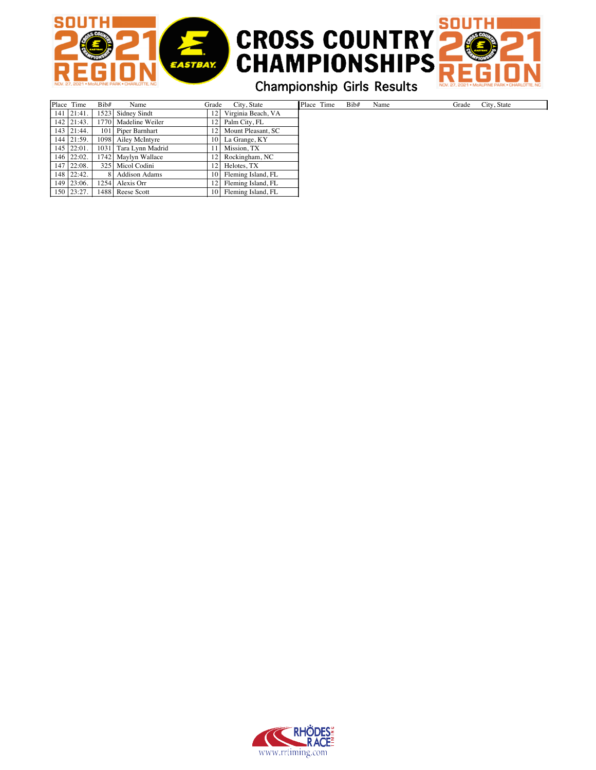# CROSS COUNTRY CHAMPIONSHIPS

## Championship Girls Results

| Place | Time | Bib# | Name | Grade | City, State |
|---|---|---|---|---|---|
| 141 | 21:41. | 1523 | Sidney Sindt | 12 | Virginia Beach, VA |
| 142 | 21:43. | 1770 | Madeline Weiler | 12 | Palm City, FL |
| 143 | 21:44. | 101 | Piper Barnhart | 12 | Mount Pleasant, SC |
| 144 | 21:59. | 1098 | Ailey McIntyre | 10 | La Grange, KY |
| 145 | 22:01. | 1031 | Tara Lynn Madrid | 11 | Mission, TX |
| 146 | 22:02. | 1742 | Maylyn Wallace | 12 | Rockingham, NC |
| 147 | 22:08. | 325 | Micol Codini | 12 | Helotes, TX |
| 148 | 22:42. | 8 | Addison Adams | 10 | Fleming Island, FL |
| 149 | 23:06. | 1254 | Alexis Orr | 12 | Fleming Island, FL |
| 150 | 23:27. | 1488 | Reese Scott | 10 | Fleming Island, FL |

www.rrtiming.com